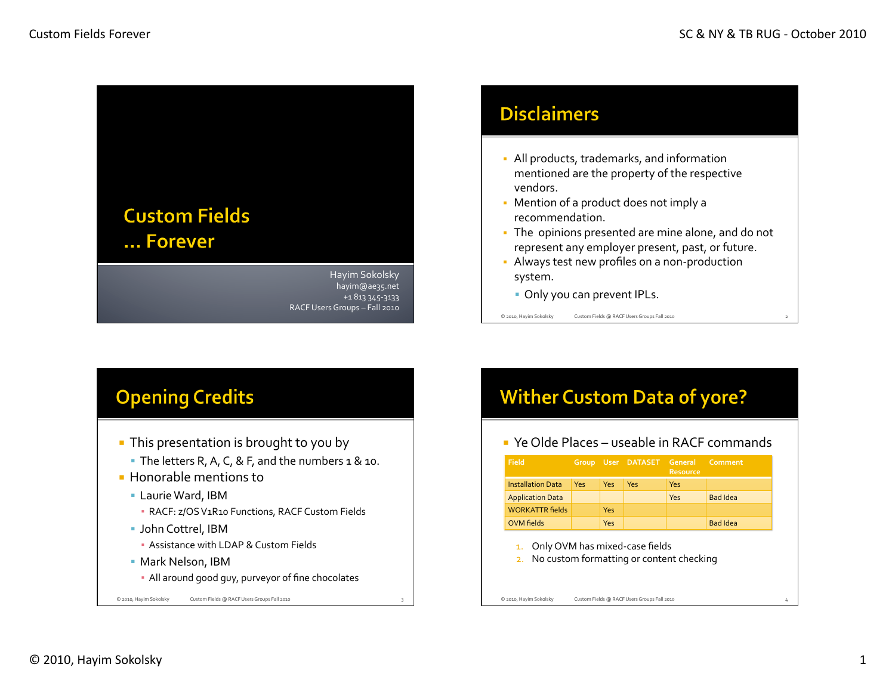# Custom Fields ... Forever

Hayim Sokolsky
hayim@ae35.net
+1 813 345-3133
RACF Users Groups – Fall 2010

## Disclaimers

- All products, trademarks, and information mentioned are the property of the respective vendors.
- Mention of a product does not imply a recommendation.
- The opinions presented are mine alone, and do not represent any employer present, past, or future.
- Always test new profiles on a non-production system.
  - Only you can prevent IPLs.

© 2010, Hayim Sokolsky   Custom Fields @ RACF Users Groups Fall 2010   2

## Opening Credits

- This presentation is brought to you by
  - The letters R, A, C, & F, and the numbers 1 & 10.
- Honorable mentions to
  - Laurie Ward, IBM
    - RACF: z/OS V1R10 Functions, RACF Custom Fields
  - John Cottrel, IBM
    - Assistance with LDAP & Custom Fields
  - Mark Nelson, IBM
    - All around good guy, purveyor of fine chocolates

© 2010, Hayim Sokolsky   Custom Fields @ RACF Users Groups Fall 2010   3

## Wither Custom Data of yore?

- Ye Olde Places – useable in RACF commands

| Field | Group | User | DATASET | General Resource | Comment |
|---|---|---|---|---|---|
| Installation Data | Yes | Yes | Yes | Yes | |
| Application Data | | | | Yes | Bad Idea |
| WORKATTR fields | | Yes | | | |
| OVM fields | | Yes | | | Bad Idea |

1. Only OVM has mixed-case fields
2. No custom formatting or content checking

© 2010, Hayim Sokolsky   Custom Fields @ RACF Users Groups Fall 2010   4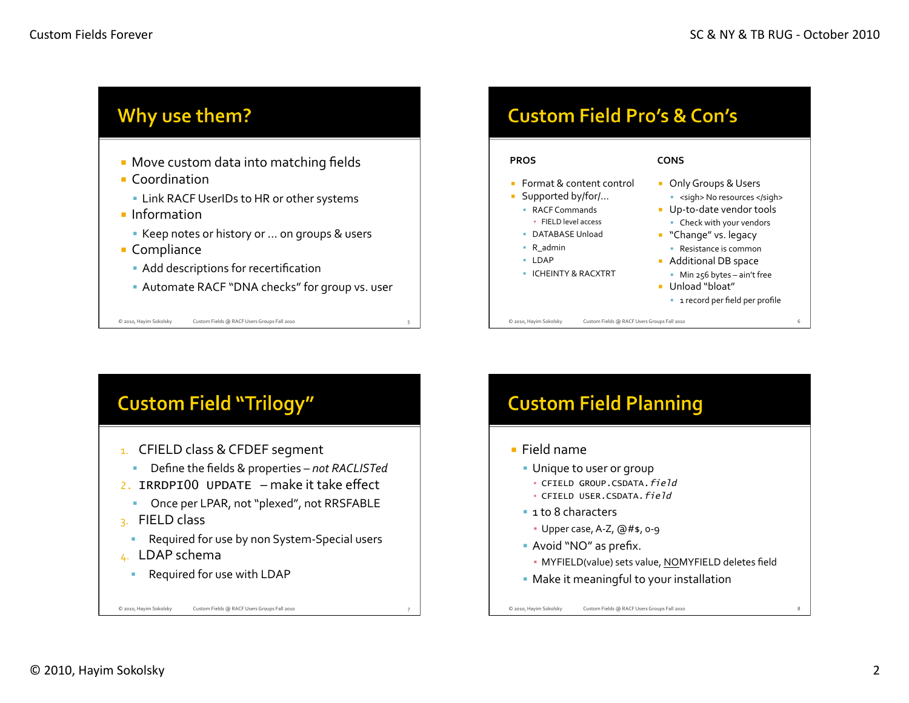## Why use them?

- Move custom data into matching fields
- Coordination
  - Link RACF UserIDs to HR or other systems
- Information
  - Keep notes or history or … on groups & users
- Compliance
  - Add descriptions for recertification
  - Automate RACF "DNA checks" for group vs. user

© 2010, Hayim Sokolsky Custom Fields @ RACF Users Groups Fall 2010 5

## Custom Field Pro's & Con's

**PROS**

- Format & content control
- Supported by/for/…
  - RACF Commands
    - FIELD level access
  - DATABASE Unload
  - R_admin
  - LDAP
  - ICHEINTY & RACXTRT

**CONS**

- Only Groups & Users
  - <sigh> No resources </sigh>
- Up-to-date vendor tools
  - Check with your vendors
- "Change" vs. legacy
  - Resistance is common
- Additional DB space
  - Min 256 bytes – ain't free
- Unload "bloat"
  - 1 record per field per profile

© 2010, Hayim Sokolsky Custom Fields @ RACF Users Groups Fall 2010 6

## Custom Field "Trilogy"

1. CFIELD class & CFDEF segment
   - Define the fields & properties – *not RACLISTed*
2. `IRRDPI00 UPDATE` – make it take effect
   - Once per LPAR, not "plexed", not RRSFABLE
3. FIELD class
   - Required for use by non System-Special users
4. LDAP schema
   - Required for use with LDAP

© 2010, Hayim Sokolsky Custom Fields @ RACF Users Groups Fall 2010 7

## Custom Field Planning

- Field name
  - Unique to user or group
    - `CFIELD GROUP.CSDATA.`*`field`*
    - `CFIELD USER.CSDATA.`*`field`*
  - 1 to 8 characters
    - Upper case, A-Z, @#$, 0-9
  - Avoid "NO" as prefix.
    - MYFIELD(value) sets value, <u>NO</u>MYFIELD deletes field
  - Make it meaningful to your installation

© 2010, Hayim Sokolsky Custom Fields @ RACF Users Groups Fall 2010 8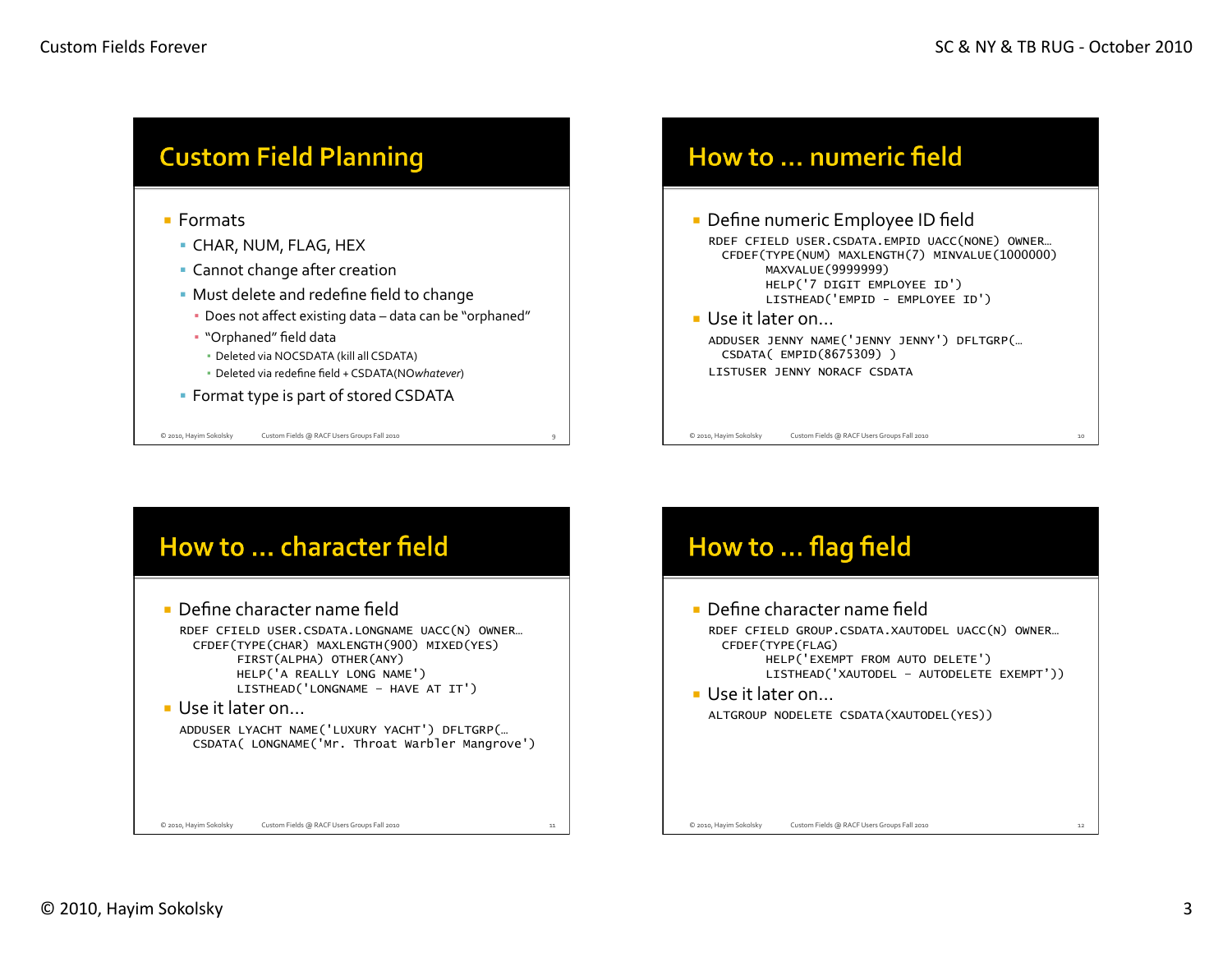## Custom Field Planning

- Formats
  - CHAR, NUM, FLAG, HEX
  - Cannot change after creation
  - Must delete and redefine field to change
    - Does not affect existing data – data can be "orphaned"
    - "Orphaned" field data
      - Deleted via NOCSDATA (kill all CSDATA)
      - Deleted via redefine field + CSDATA(NO*whatever*)
  - Format type is part of stored CSDATA

## How to … numeric field

- Define numeric Employee ID field

```
RDEF CFIELD USER.CSDATA.EMPID UACC(NONE) OWNER…
  CFDEF(TYPE(NUM) MAXLENGTH(7) MINVALUE(1000000)
         MAXVALUE(9999999)
         HELP('7 DIGIT EMPLOYEE ID')
         LISTHEAD('EMPID - EMPLOYEE ID')
```

- Use it later on…

```
ADDUSER JENNY NAME('JENNY JENNY') DFLTGRP(…
  CSDATA( EMPID(8675309) )
LISTUSER JENNY NORACF CSDATA
```

## How to … character field

- Define character name field

```
RDEF CFIELD USER.CSDATA.LONGNAME UACC(N) OWNER…
  CFDEF(TYPE(CHAR) MAXLENGTH(900) MIXED(YES)
         FIRST(ALPHA) OTHER(ANY)
         HELP('A REALLY LONG NAME')
         LISTHEAD('LONGNAME - HAVE AT IT')
```

- Use it later on…

```
ADDUSER LYACHT NAME('LUXURY YACHT') DFLTGRP(…
  CSDATA( LONGNAME('Mr. Throat Warbler Mangrove')
```

## How to … flag field

- Define character name field

```
RDEF CFIELD GROUP.CSDATA.XAUTODEL UACC(N) OWNER…
  CFDEF(TYPE(FLAG)
         HELP('EXEMPT FROM AUTO DELETE')
         LISTHEAD('XAUTODEL - AUTODELETE EXEMPT'))
```

- Use it later on…

```
ALTGROUP NODELETE CSDATA(XAUTODEL(YES))
```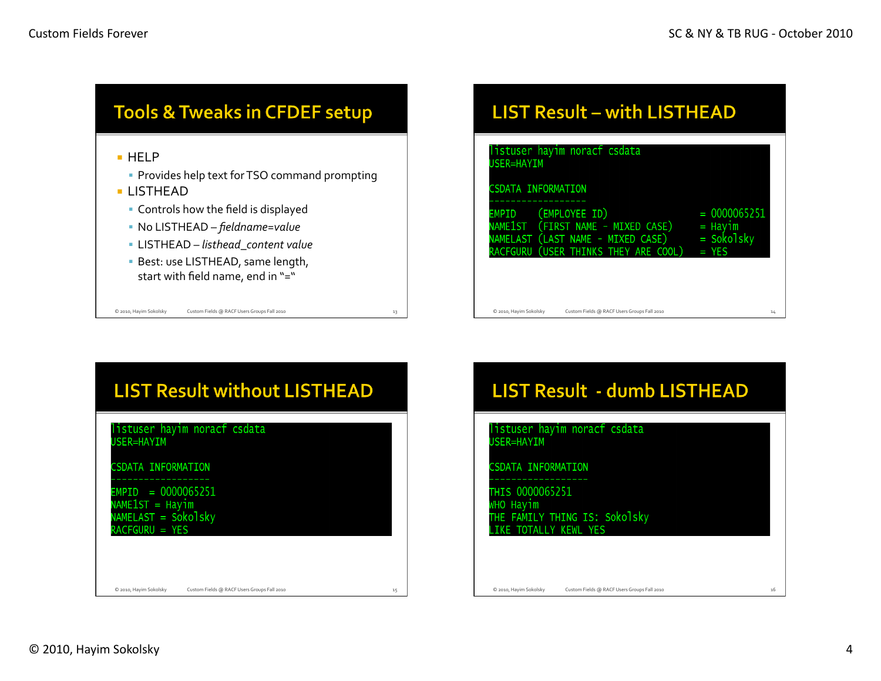## Tools & Tweaks in CFDEF setup

- HELP
  - Provides help text for TSO command prompting
- LISTHEAD
  - Controls how the field is displayed
  - No LISTHEAD – *fieldname=value*
  - LISTHEAD – *listhead_content value*
  - Best: use LISTHEAD, same length, start with field name, end in "="

## LIST Result – with LISTHEAD

```
listuser hayim noracf csdata
USER=HAYIM

CSDATA INFORMATION
------------------
EMPID    (EMPLOYEE ID)                 = 0000065251
NAME1ST  (FIRST NAME - MIXED CASE)     = Hayim
NAMELAST (LAST NAME - MIXED CASE)      = Sokolsky
RACFGURU (USER THINKS THEY ARE COOL)   = YES
```

## LIST Result without LISTHEAD

```
listuser hayim noracf csdata
USER=HAYIM

CSDATA INFORMATION
------------------
EMPID  = 0000065251
NAME1ST = Hayim
NAMELAST = Sokolsky
RACFGURU = YES
```

## LIST Result - dumb LISTHEAD

```
listuser hayim noracf csdata
USER=HAYIM

CSDATA INFORMATION
------------------
THIS 0000065251
WHO Hayim
THE FAMILY THING IS: Sokolsky
LIKE TOTALLY KEWL YES
```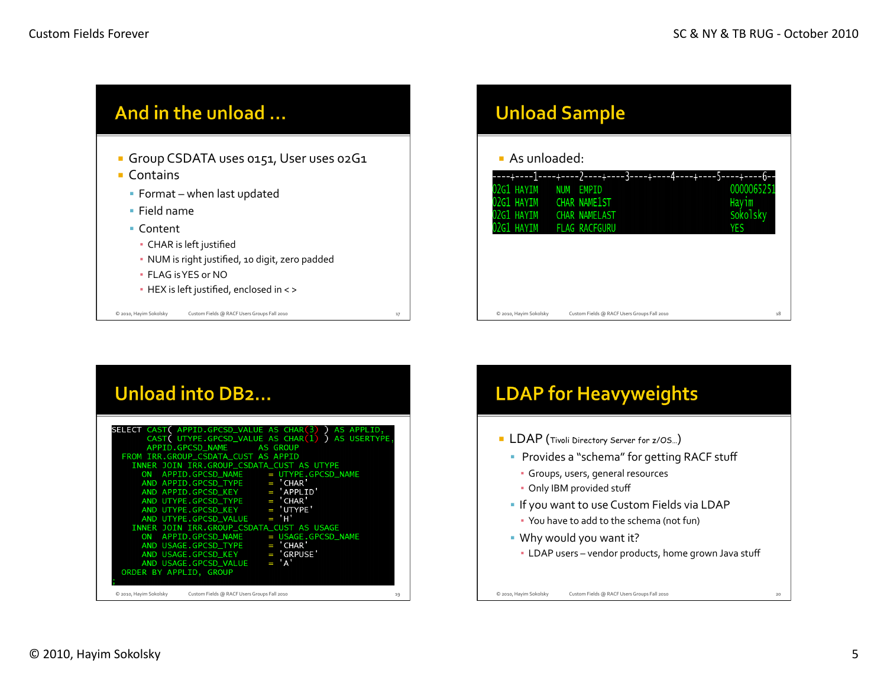## And in the unload …

- Group CSDATA uses 0151, User uses 02G1
- Contains
  - Format – when last updated
  - Field name
  - Content
    - CHAR is left justified
    - NUM is right justified, 10 digit, zero padded
    - FLAG is YES or NO
    - HEX is left justified, enclosed in < >

## Unload Sample

- As unloaded:

```
----+----1----+----2----+----3----+----4----+----5----+----6--
02G1 HAYIM    NUM  EMPID                              0000065251
02G1 HAYIM    CHAR NAME1ST                            Hayim
02G1 HAYIM    CHAR NAMELAST                           Sokolsky
02G1 HAYIM    FLAG RACFGURU                           YES
```

## Unload into DB2…

```
SELECT CAST( APPID.GPCSD_VALUE AS CHAR(3) ) AS APPLID,
       CAST( UTYPE.GPCSD_VALUE AS CHAR(1) ) AS USERTYPE,
       APPID.GPCSD_NAME      AS GROUP
  FROM IRR.GROUP_CSDATA_CUST AS APPID
    INNER JOIN IRR.GROUP_CSDATA_CUST AS UTYPE
      ON  APPID.GPCSD_NAME      = UTYPE.GPCSD_NAME
      AND APPID.GPCSD_TYPE      = 'CHAR'
      AND APPID.GPCSD_KEY       = 'APPLID'
      AND UTYPE.GPCSD_TYPE      = 'CHAR'
      AND UTYPE.GPCSD_KEY       = 'UTYPE'
      AND UTYPE.GPCSD_VALUE     = 'H'
    INNER JOIN IRR.GROUP_CSDATA_CUST AS USAGE
      ON  APPID.GPCSD_NAME      = USAGE.GPCSD_NAME
      AND USAGE.GPCSD_TYPE      = 'CHAR'
      AND USAGE.GPCSD_KEY       = 'GRPUSE'
      AND USAGE.GPCSD_VALUE     = 'A'
  ORDER BY APPLID, GROUP
;
```

## LDAP for Heavyweights

- LDAP (Tivoli Directory Server for z/OS…)
  - Provides a "schema" for getting RACF stuff
    - Groups, users, general resources
    - Only IBM provided stuff
  - If you want to use Custom Fields via LDAP
    - You have to add to the schema (not fun)
  - Why would you want it?
    - LDAP users – vendor products, home grown Java stuff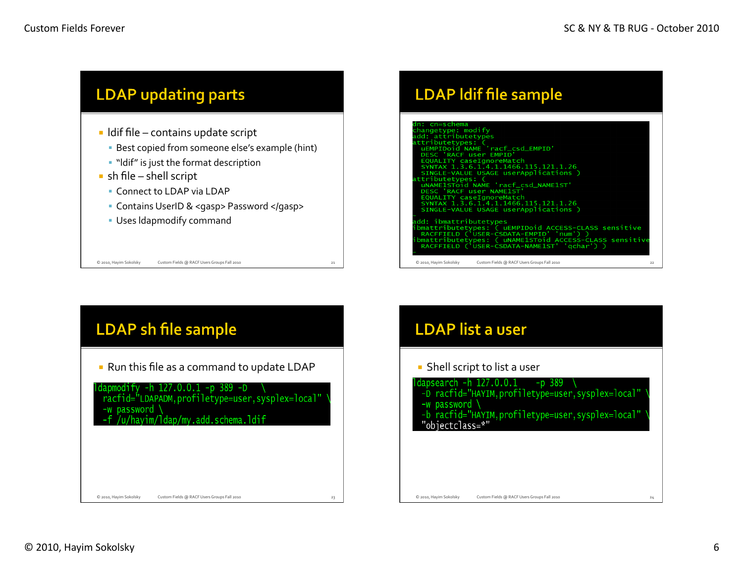## LDAP updating parts

- ldif file – contains update script
  - Best copied from someone else's example (hint)
  - "ldif" is just the format description
- sh file – shell script
  - Connect to LDAP via LDAP
  - Contains UserID & <gasp> Password </gasp>
  - Uses ldapmodify command

## LDAP ldif file sample

```
dn: cn=schema
changetype: modify
add: attributetypes
attributetypes: (
  uEMPIDoid NAME 'racf_csd_EMPID'
  DESC 'RACF user EMPID'
  EQUALITY caseIgnoreMatch
  SYNTAX 1.3.6.1.4.1.1466.115.121.1.26
  SINGLE-VALUE USAGE userApplications )
attributetypes: (
  uNAME1SToid NAME 'racf_csd_NAME1ST'
  DESC 'RACF user NAME1ST'
  EQUALITY caseIgnoreMatch
  SYNTAX 1.3.6.1.4.1.1466.115.121.1.26
  SINGLE-VALUE USAGE userApplications )
-
add: ibmattributetypes
ibmattributetypes: ( uEMPIDoid ACCESS-CLASS sensitive
  RACFFIELD ('USER-CSDATA-EMPID' 'num') )
ibmattributetypes: ( uNAME1SToid ACCESS-CLASS sensitive
  RACFFIELD ('USER-CSDATA-NAME1ST' 'qchar') )
-
```

## LDAP sh file sample

- Run this file as a command to update LDAP

```
ldapmodify -h 127.0.0.1 -p 389 -D   \
  racfid="LDAPADM,profiletype=user,sysplex=local" \
  -w password \
  -f /u/hayim/ldap/my.add.schema.ldif
```

## LDAP list a user

- Shell script to list a user

```
ldapsearch -h 127.0.0.1    -p 389  \
  -D racfid="HAYIM,profiletype=user,sysplex=local" \
  -w password \
  -b racfid="HAYIM,profiletype=user,sysplex=local" \
  "objectclass=*"
```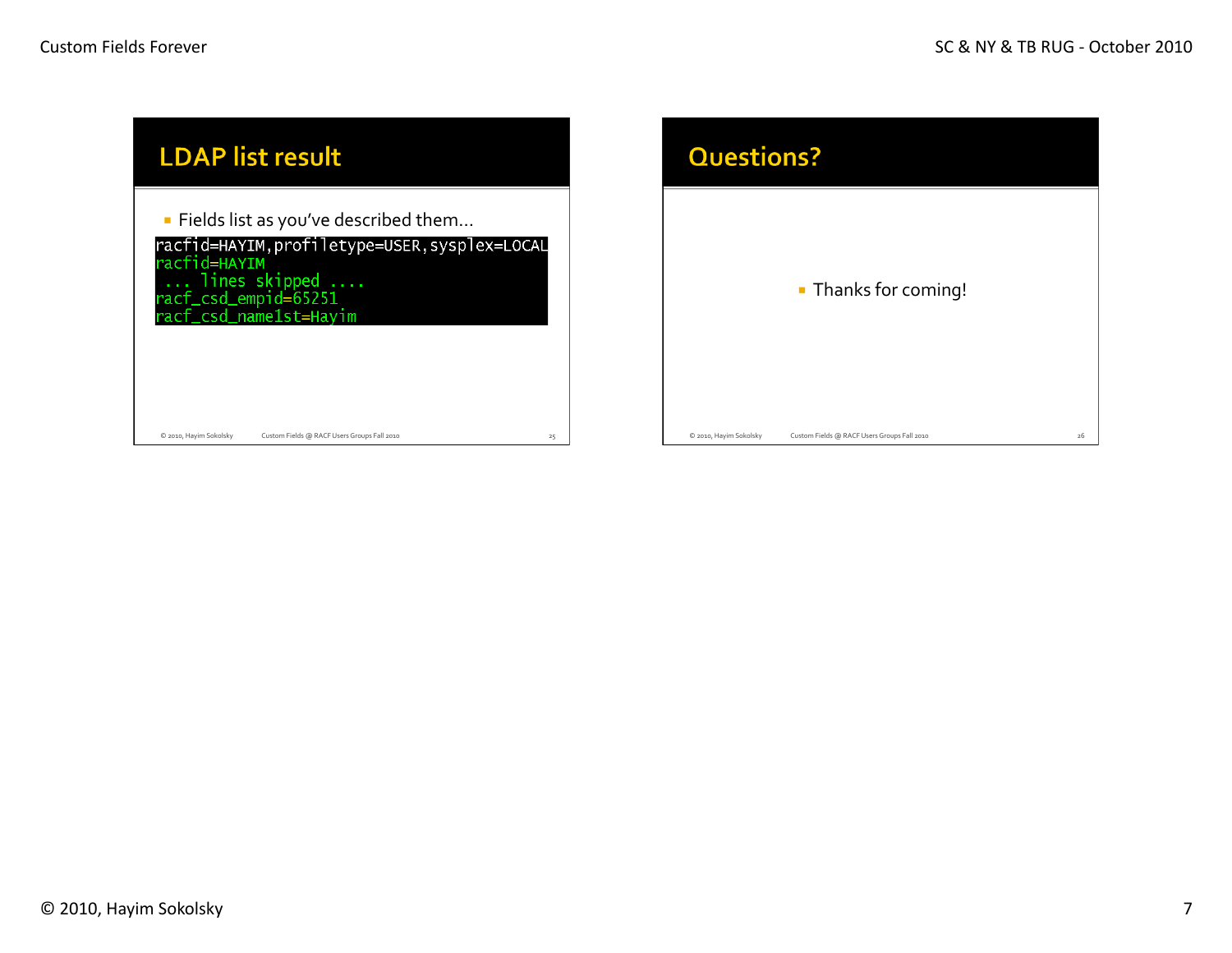## LDAP list result

- Fields list as you've described them…

```
racfid=HAYIM,profiletype=USER,sysplex=LOCAL
racfid=HAYIM
 ... lines skipped ....
racf_csd_empid=65251
racf_csd_name1st=Hayim
```

© 2010, Hayim Sokolsky    Custom Fields @ RACF Users Groups Fall 2010    25

## Questions?

- Thanks for coming!

© 2010, Hayim Sokolsky    Custom Fields @ RACF Users Groups Fall 2010    26